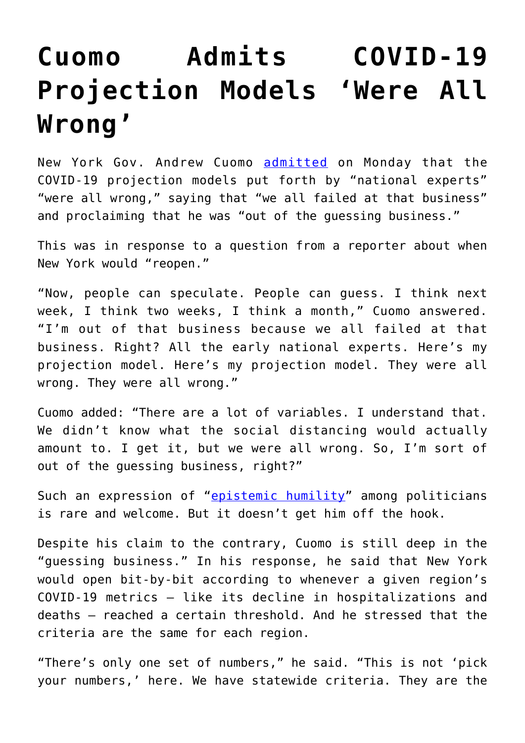# Cuomo Admits COVID-19 Projection Models 'Were All Wrong'

New York Gov. Andrew Cuomo admitted on Monday that the COVID-19 projection models put forth by "national experts" "were all wrong," saying that "we all failed at that business" and proclaiming that he was "out of the guessing business."

This was in response to a question from a reporter about when New York would "reopen."

"Now, people can speculate. People can guess. I think next week, I think two weeks, I think a month," Cuomo answered. "I'm out of that business because we all failed at that business. Right? All the early national experts. Here's my projection model. Here's my projection model. They were all wrong. They were all wrong."

Cuomo added: "There are a lot of variables. I understand that. We didn't know what the social distancing would actually amount to. I get it, but we were all wrong. So, I'm sort of out of the guessing business, right?"

Such an expression of "epistemic humility" among politicians is rare and welcome. But it doesn't get him off the hook.

Despite his claim to the contrary, Cuomo is still deep in the "guessing business." In his response, he said that New York would open bit-by-bit according to whenever a given region's COVID-19 metrics – like its decline in hospitalizations and deaths – reached a certain threshold. And he stressed that the criteria are the same for each region.

"There's only one set of numbers," he said. "This is not 'pick your numbers,' here. We have statewide criteria. They are the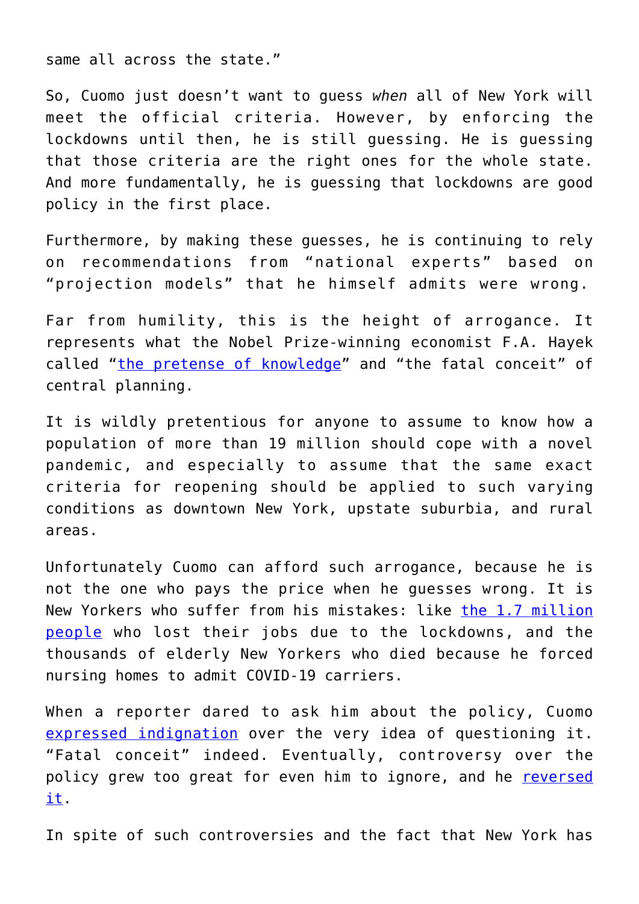same all across the state."

So, Cuomo just doesn't want to guess *when* all of New York will meet the official criteria. However, by enforcing the lockdowns until then, he is still guessing. He is guessing that those criteria are the right ones for the whole state. And more fundamentally, he is guessing that lockdowns are good policy in the first place.

Furthermore, by making these guesses, he is continuing to rely on recommendations from "national experts" based on "projection models" that he himself admits were wrong.

Far from humility, this is the height of arrogance. It represents what the Nobel Prize-winning economist F.A. Hayek called "the pretense of knowledge" and "the fatal conceit" of central planning.

It is wildly pretentious for anyone to assume to know how a population of more than 19 million should cope with a novel pandemic, and especially to assume that the same exact criteria for reopening should be applied to such varying conditions as downtown New York, upstate suburbia, and rural areas.

Unfortunately Cuomo can afford such arrogance, because he is not the one who pays the price when he guesses wrong. It is New Yorkers who suffer from his mistakes: like the 1.7 million people who lost their jobs due to the lockdowns, and the thousands of elderly New Yorkers who died because he forced nursing homes to admit COVID-19 carriers.

When a reporter dared to ask him about the policy, Cuomo expressed indignation over the very idea of questioning it. "Fatal conceit" indeed. Eventually, controversy over the policy grew too great for even him to ignore, and he reversed it.

In spite of such controversies and the fact that New York has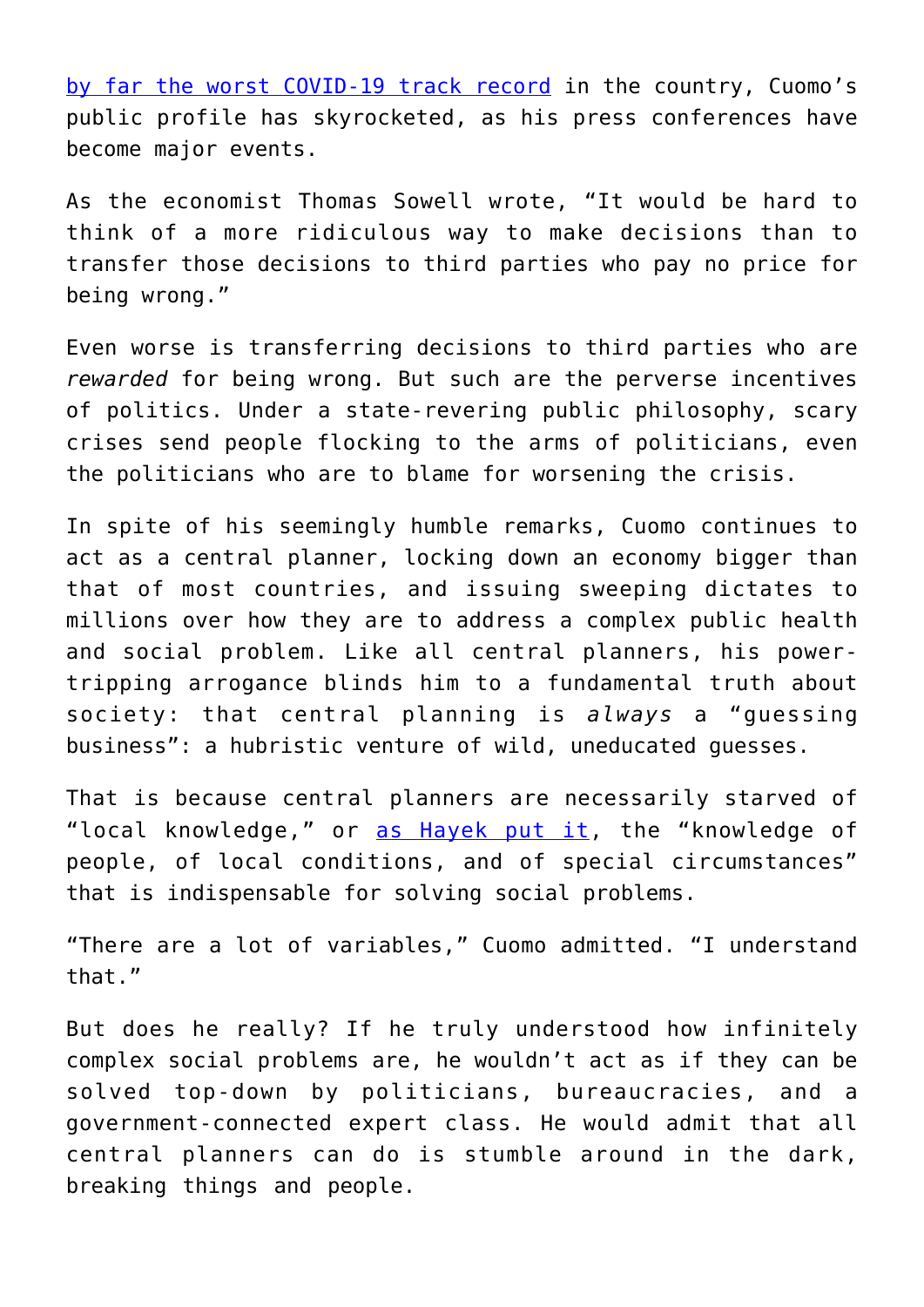[by far the worst COVID-19 track record]() in the country, Cuomo's public profile has skyrocketed, as his press conferences have become major events.

As the economist Thomas Sowell wrote, "It would be hard to think of a more ridiculous way to make decisions than to transfer those decisions to third parties who pay no price for being wrong."

Even worse is transferring decisions to third parties who are *rewarded* for being wrong. But such are the perverse incentives of politics. Under a state-revering public philosophy, scary crises send people flocking to the arms of politicians, even the politicians who are to blame for worsening the crisis.

In spite of his seemingly humble remarks, Cuomo continues to act as a central planner, locking down an economy bigger than that of most countries, and issuing sweeping dictates to millions over how they are to address a complex public health and social problem. Like all central planners, his power-tripping arrogance blinds him to a fundamental truth about society: that central planning is *always* a "guessing business": a hubristic venture of wild, uneducated guesses.

That is because central planners are necessarily starved of "local knowledge," or [as Hayek put it](), the "knowledge of people, of local conditions, and of special circumstances" that is indispensable for solving social problems.

"There are a lot of variables," Cuomo admitted. "I understand that."

But does he really? If he truly understood how infinitely complex social problems are, he wouldn't act as if they can be solved top-down by politicians, bureaucracies, and a government-connected expert class. He would admit that all central planners can do is stumble around in the dark, breaking things and people.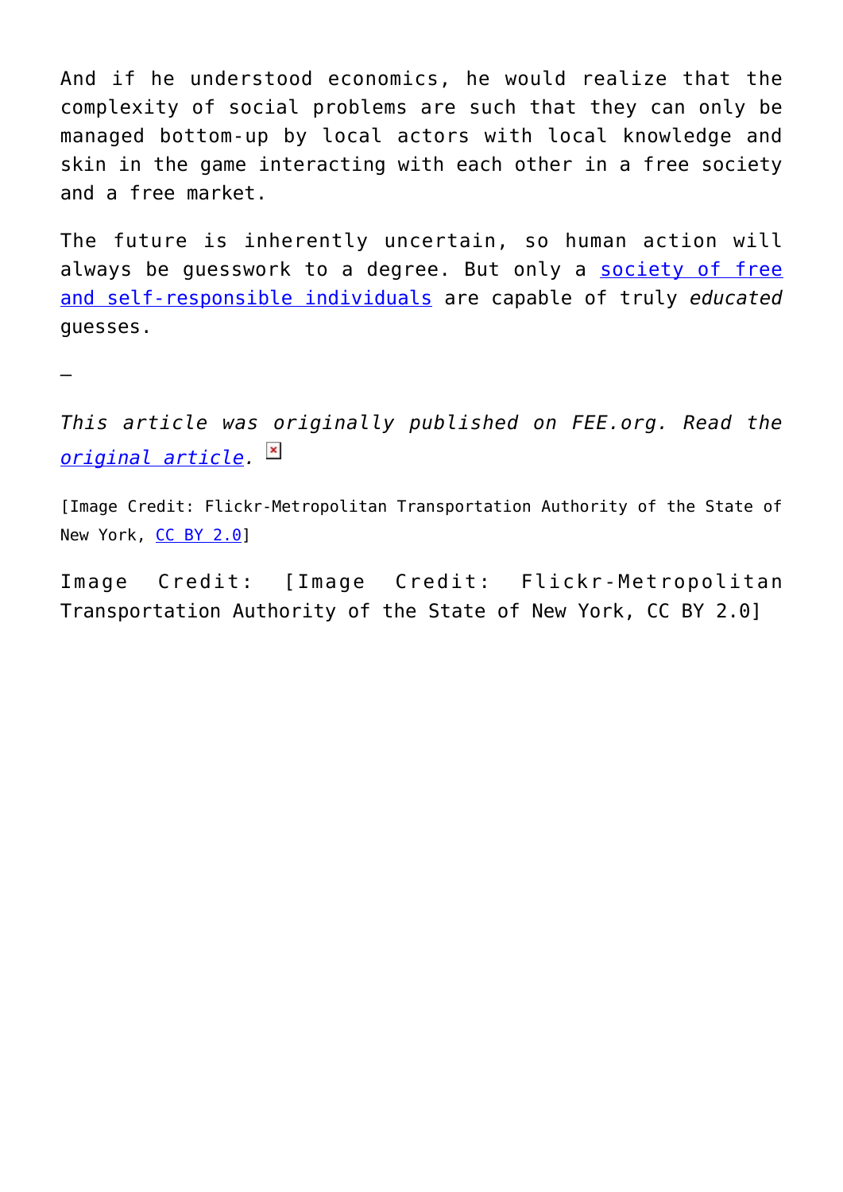And if he understood economics, he would realize that the complexity of social problems are such that they can only be managed bottom-up by local actors with local knowledge and skin in the game interacting with each other in a free society and a free market.

The future is inherently uncertain, so human action will always be guesswork to a degree. But only a society of free and self-responsible individuals are capable of truly *educated* guesses.

—

*This article was originally published on FEE.org. Read the original article.*

[Image Credit: Flickr-Metropolitan Transportation Authority of the State of New York, CC BY 2.0]

Image Credit: [Image Credit: Flickr-Metropolitan Transportation Authority of the State of New York, CC BY 2.0]